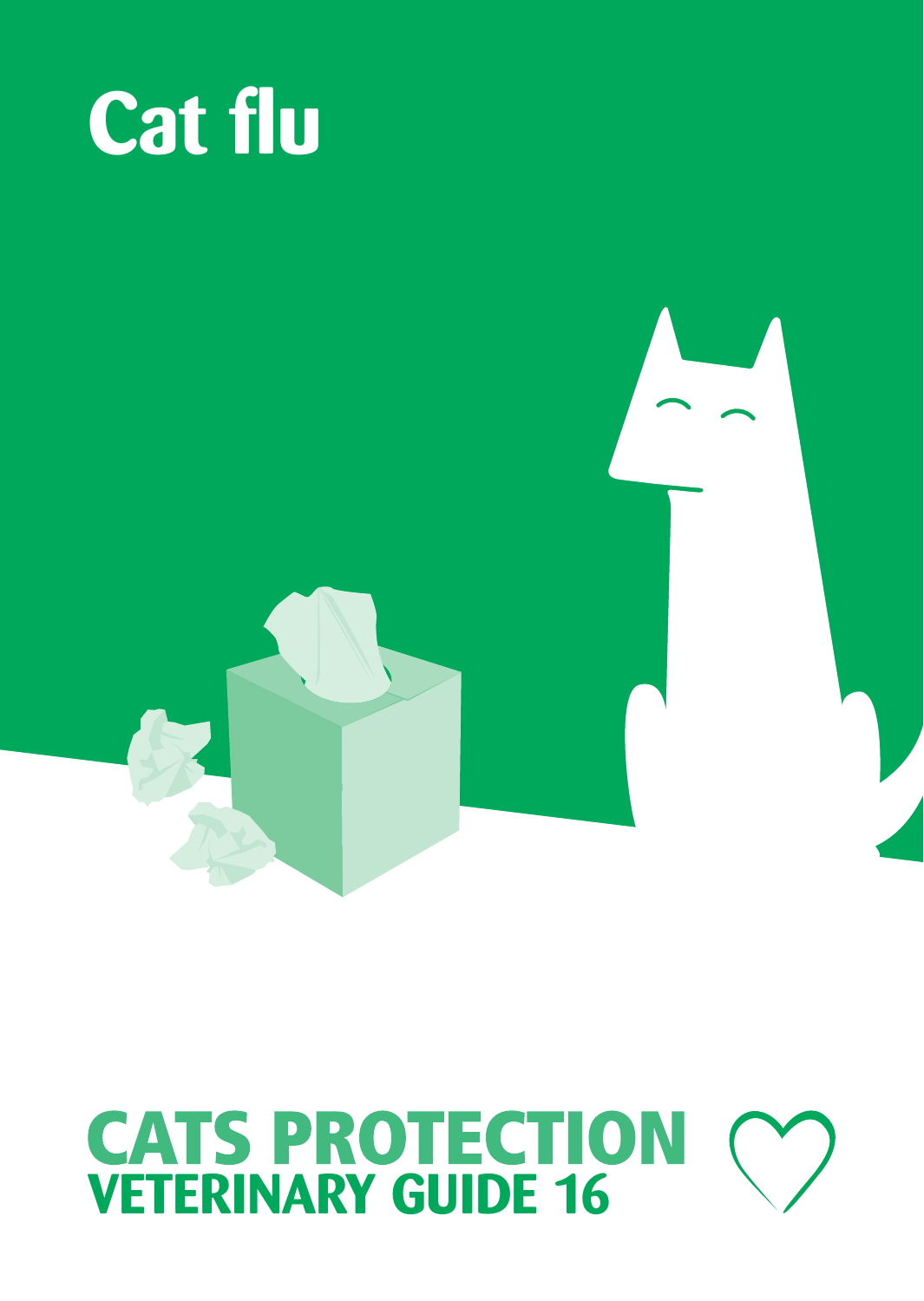# Cat flu

**CATS PROTECTION**
**VETERINARY GUIDE 16**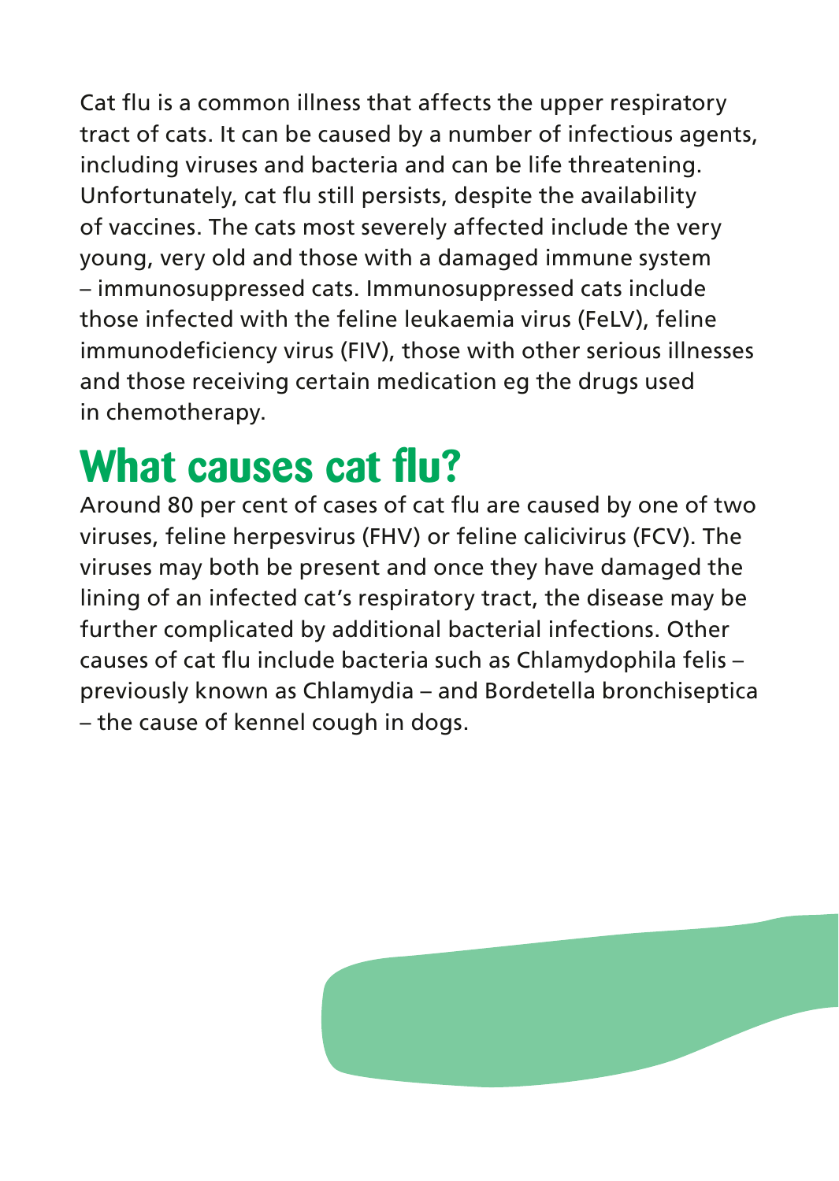Cat flu is a common illness that affects the upper respiratory tract of cats. It can be caused by a number of infectious agents, including viruses and bacteria and can be life threatening. Unfortunately, cat flu still persists, despite the availability of vaccines. The cats most severely affected include the very young, very old and those with a damaged immune system – immunosuppressed cats. Immunosuppressed cats include those infected with the feline leukaemia virus (FeLV), feline immunodeficiency virus (FIV), those with other serious illnesses and those receiving certain medication eg the drugs used in chemotherapy.

## What causes cat flu?

Around 80 per cent of cases of cat flu are caused by one of two viruses, feline herpesvirus (FHV) or feline calicivirus (FCV). The viruses may both be present and once they have damaged the lining of an infected cat's respiratory tract, the disease may be further complicated by additional bacterial infections. Other causes of cat flu include bacteria such as Chlamydophila felis – previously known as Chlamydia – and Bordetella bronchiseptica – the cause of kennel cough in dogs.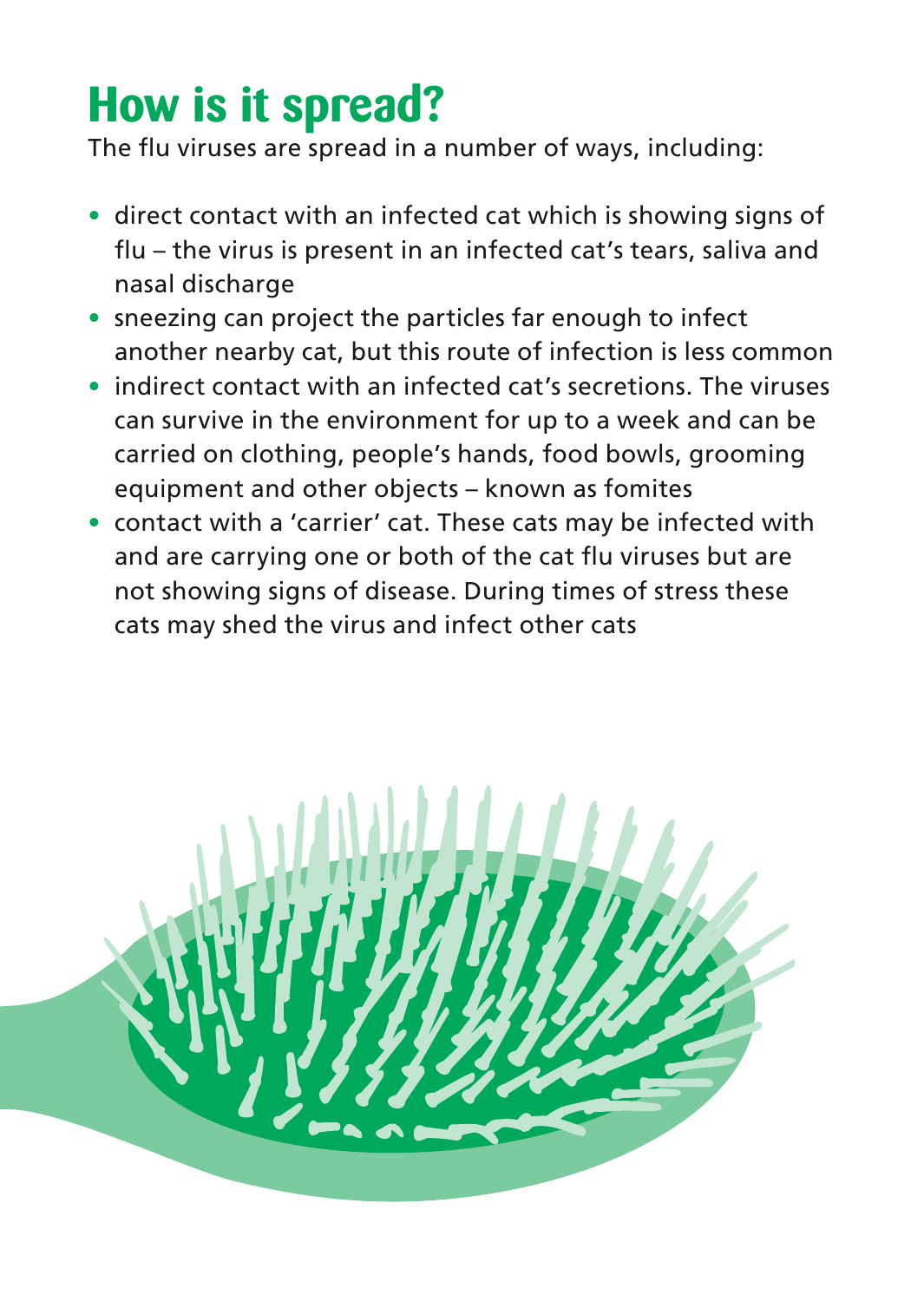# How is it spread?

The flu viruses are spread in a number of ways, including:

- direct contact with an infected cat which is showing signs of flu – the virus is present in an infected cat's tears, saliva and nasal discharge
- sneezing can project the particles far enough to infect another nearby cat, but this route of infection is less common
- indirect contact with an infected cat's secretions. The viruses can survive in the environment for up to a week and can be carried on clothing, people's hands, food bowls, grooming equipment and other objects – known as fomites
- contact with a 'carrier' cat. These cats may be infected with and are carrying one or both of the cat flu viruses but are not showing signs of disease. During times of stress these cats may shed the virus and infect other cats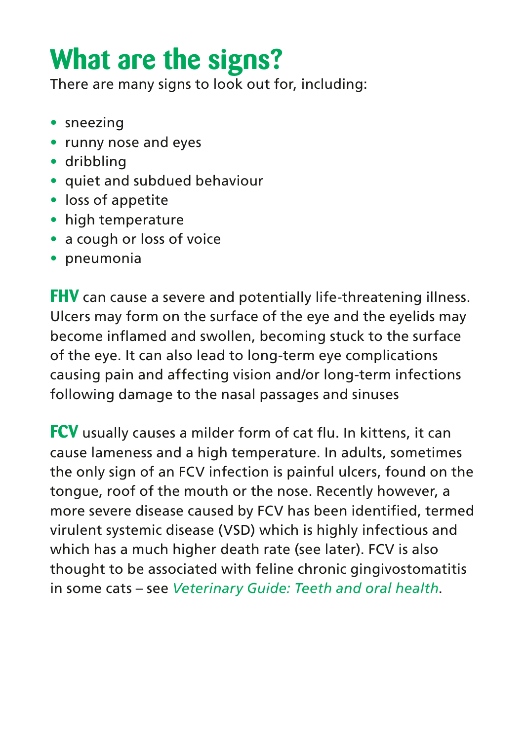# What are the signs?

There are many signs to look out for, including:

- sneezing
- runny nose and eyes
- dribbling
- quiet and subdued behaviour
- loss of appetite
- high temperature
- a cough or loss of voice
- pneumonia

**FHV** can cause a severe and potentially life-threatening illness. Ulcers may form on the surface of the eye and the eyelids may become inflamed and swollen, becoming stuck to the surface of the eye. It can also lead to long-term eye complications causing pain and affecting vision and/or long-term infections following damage to the nasal passages and sinuses

**FCV** usually causes a milder form of cat flu. In kittens, it can cause lameness and a high temperature. In adults, sometimes the only sign of an FCV infection is painful ulcers, found on the tongue, roof of the mouth or the nose. Recently however, a more severe disease caused by FCV has been identified, termed virulent systemic disease (VSD) which is highly infectious and which has a much higher death rate (see later). FCV is also thought to be associated with feline chronic gingivostomatitis in some cats – see *Veterinary Guide: Teeth and oral health*.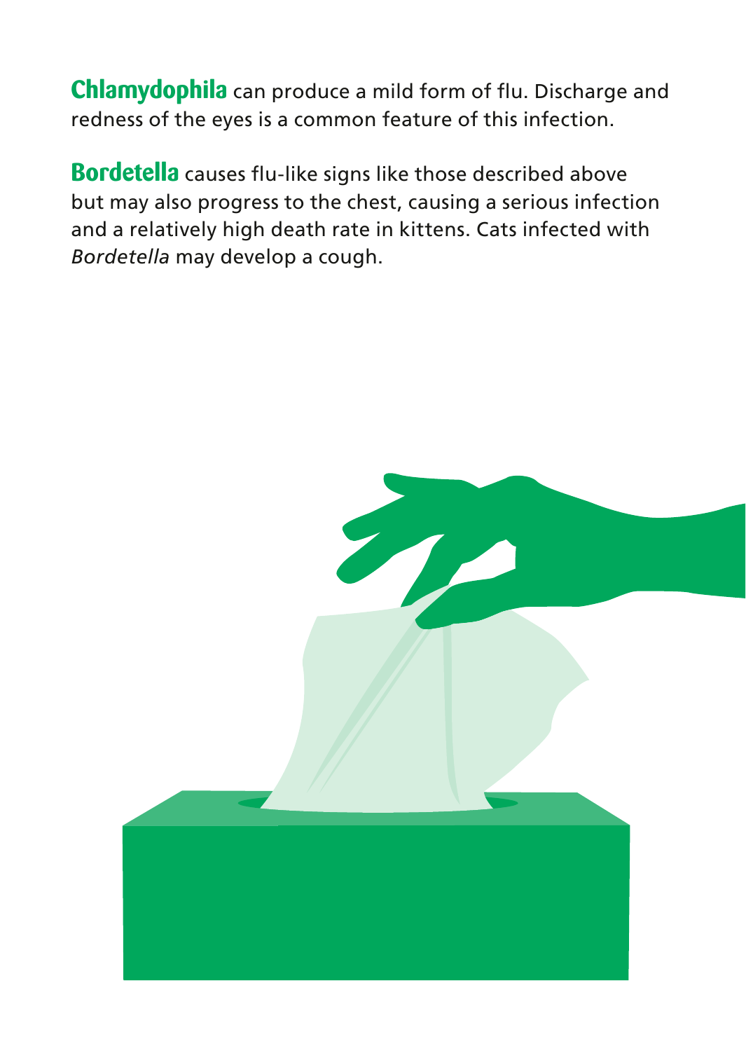**Chlamydophila** can produce a mild form of flu. Discharge and redness of the eyes is a common feature of this infection.

**Bordetella** causes flu-like signs like those described above but may also progress to the chest, causing a serious infection and a relatively high death rate in kittens. Cats infected with *Bordetella* may develop a cough.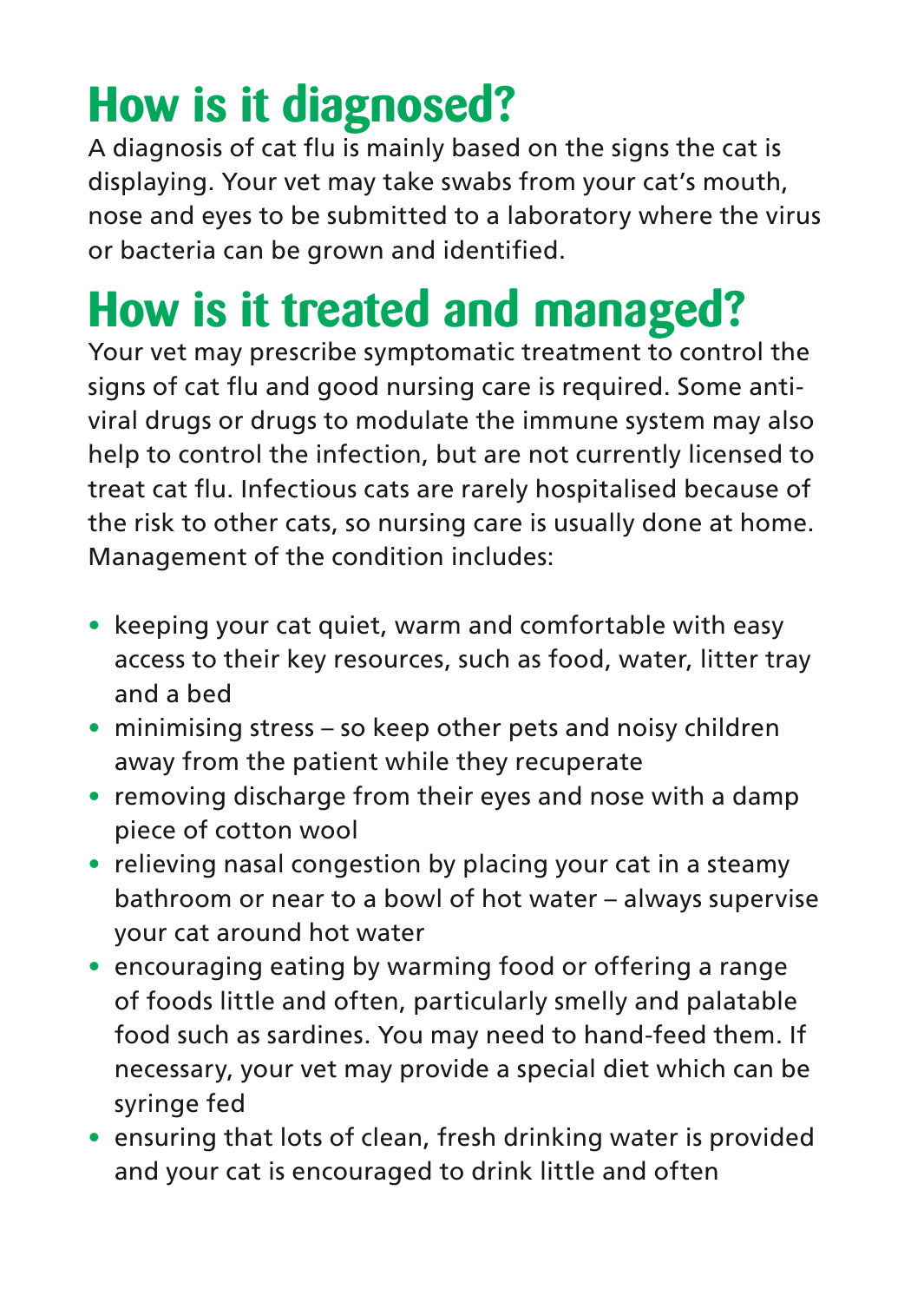## How is it diagnosed?

A diagnosis of cat flu is mainly based on the signs the cat is displaying. Your vet may take swabs from your cat's mouth, nose and eyes to be submitted to a laboratory where the virus or bacteria can be grown and identified.

## How is it treated and managed?

Your vet may prescribe symptomatic treatment to control the signs of cat flu and good nursing care is required. Some anti-viral drugs or drugs to modulate the immune system may also help to control the infection, but are not currently licensed to treat cat flu. Infectious cats are rarely hospitalised because of the risk to other cats, so nursing care is usually done at home. Management of the condition includes:

- keeping your cat quiet, warm and comfortable with easy access to their key resources, such as food, water, litter tray and a bed
- minimising stress – so keep other pets and noisy children away from the patient while they recuperate
- removing discharge from their eyes and nose with a damp piece of cotton wool
- relieving nasal congestion by placing your cat in a steamy bathroom or near to a bowl of hot water – always supervise your cat around hot water
- encouraging eating by warming food or offering a range of foods little and often, particularly smelly and palatable food such as sardines. You may need to hand-feed them. If necessary, your vet may provide a special diet which can be syringe fed
- ensuring that lots of clean, fresh drinking water is provided and your cat is encouraged to drink little and often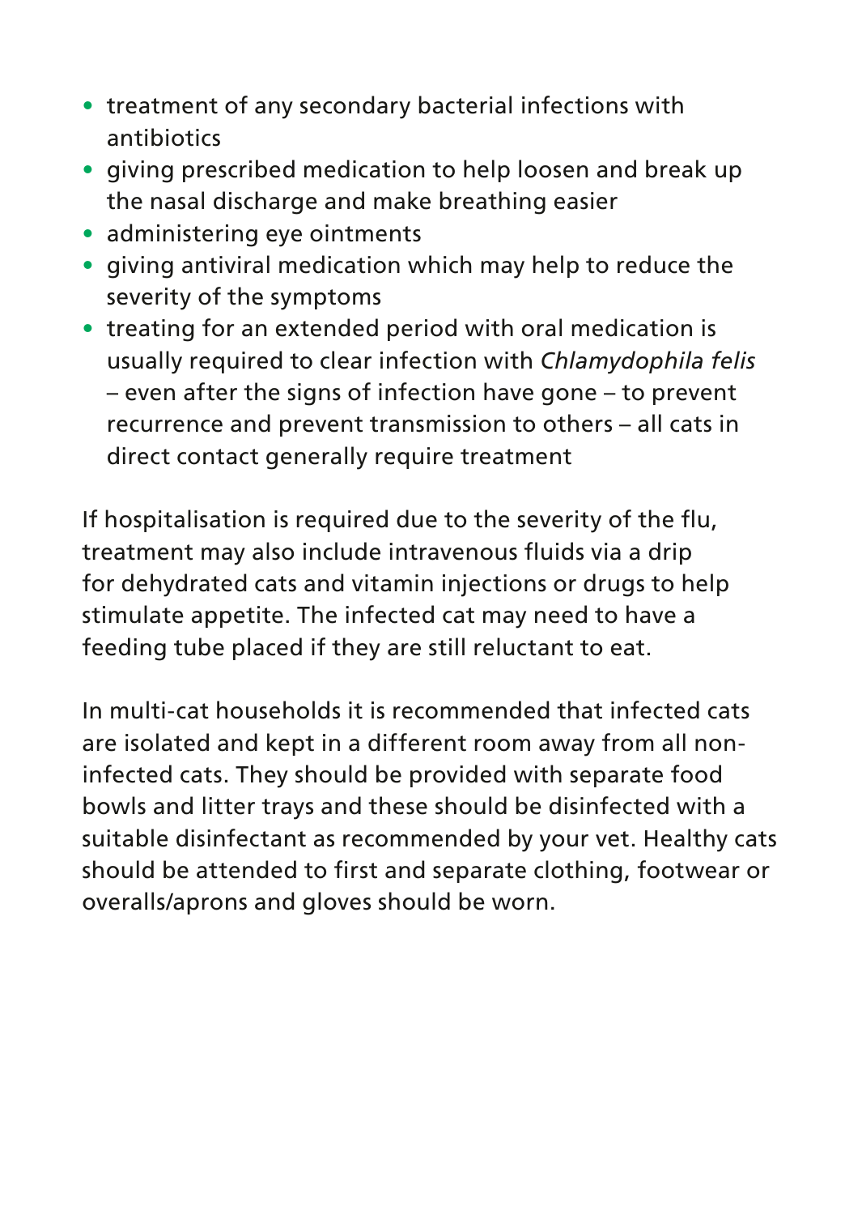- treatment of any secondary bacterial infections with antibiotics
- giving prescribed medication to help loosen and break up the nasal discharge and make breathing easier
- administering eye ointments
- giving antiviral medication which may help to reduce the severity of the symptoms
- treating for an extended period with oral medication is usually required to clear infection with *Chlamydophila felis* – even after the signs of infection have gone – to prevent recurrence and prevent transmission to others – all cats in direct contact generally require treatment

If hospitalisation is required due to the severity of the flu, treatment may also include intravenous fluids via a drip for dehydrated cats and vitamin injections or drugs to help stimulate appetite. The infected cat may need to have a feeding tube placed if they are still reluctant to eat.

In multi-cat households it is recommended that infected cats are isolated and kept in a different room away from all non-infected cats. They should be provided with separate food bowls and litter trays and these should be disinfected with a suitable disinfectant as recommended by your vet. Healthy cats should be attended to first and separate clothing, footwear or overalls/aprons and gloves should be worn.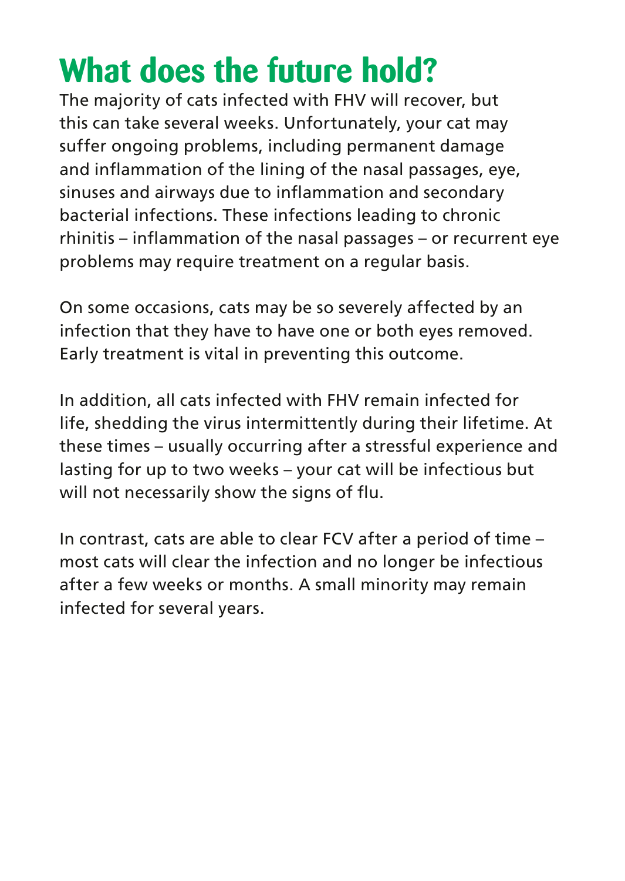# What does the future hold?

The majority of cats infected with FHV will recover, but this can take several weeks. Unfortunately, your cat may suffer ongoing problems, including permanent damage and inflammation of the lining of the nasal passages, eye, sinuses and airways due to inflammation and secondary bacterial infections. These infections leading to chronic rhinitis – inflammation of the nasal passages – or recurrent eye problems may require treatment on a regular basis.

On some occasions, cats may be so severely affected by an infection that they have to have one or both eyes removed. Early treatment is vital in preventing this outcome.

In addition, all cats infected with FHV remain infected for life, shedding the virus intermittently during their lifetime. At these times – usually occurring after a stressful experience and lasting for up to two weeks – your cat will be infectious but will not necessarily show the signs of flu.

In contrast, cats are able to clear FCV after a period of time – most cats will clear the infection and no longer be infectious after a few weeks or months. A small minority may remain infected for several years.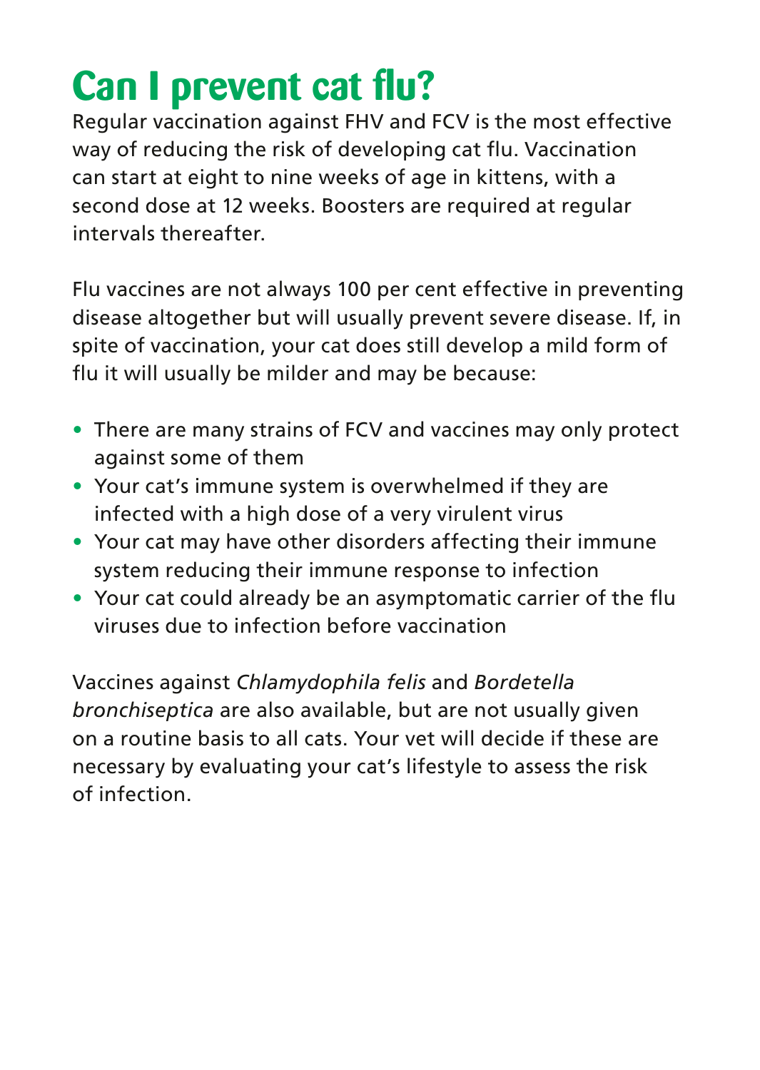# Can I prevent cat flu?

Regular vaccination against FHV and FCV is the most effective way of reducing the risk of developing cat flu. Vaccination can start at eight to nine weeks of age in kittens, with a second dose at 12 weeks. Boosters are required at regular intervals thereafter.

Flu vaccines are not always 100 per cent effective in preventing disease altogether but will usually prevent severe disease. If, in spite of vaccination, your cat does still develop a mild form of flu it will usually be milder and may be because:

- There are many strains of FCV and vaccines may only protect against some of them
- Your cat's immune system is overwhelmed if they are infected with a high dose of a very virulent virus
- Your cat may have other disorders affecting their immune system reducing their immune response to infection
- Your cat could already be an asymptomatic carrier of the flu viruses due to infection before vaccination

Vaccines against *Chlamydophila felis* and *Bordetella bronchiseptica* are also available, but are not usually given on a routine basis to all cats. Your vet will decide if these are necessary by evaluating your cat's lifestyle to assess the risk of infection.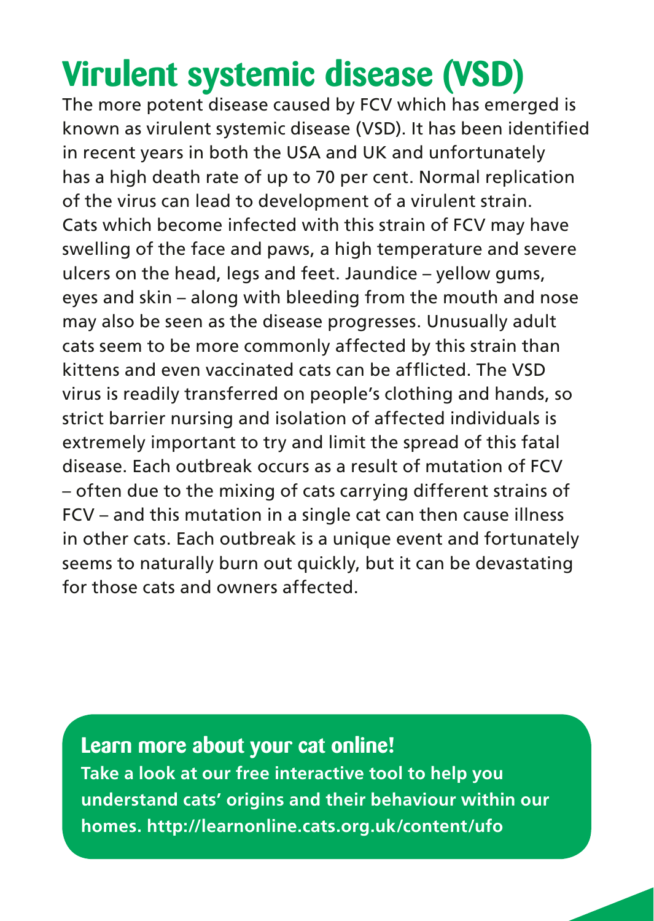# Virulent systemic disease (VSD)

The more potent disease caused by FCV which has emerged is known as virulent systemic disease (VSD). It has been identified in recent years in both the USA and UK and unfortunately has a high death rate of up to 70 per cent. Normal replication of the virus can lead to development of a virulent strain. Cats which become infected with this strain of FCV may have swelling of the face and paws, a high temperature and severe ulcers on the head, legs and feet. Jaundice – yellow gums, eyes and skin – along with bleeding from the mouth and nose may also be seen as the disease progresses. Unusually adult cats seem to be more commonly affected by this strain than kittens and even vaccinated cats can be afflicted. The VSD virus is readily transferred on people's clothing and hands, so strict barrier nursing and isolation of affected individuals is extremely important to try and limit the spread of this fatal disease. Each outbreak occurs as a result of mutation of FCV – often due to the mixing of cats carrying different strains of FCV – and this mutation in a single cat can then cause illness in other cats. Each outbreak is a unique event and fortunately seems to naturally burn out quickly, but it can be devastating for those cats and owners affected.

## Learn more about your cat online!

**Take a look at our free interactive tool to help you understand cats' origins and their behaviour within our homes. http://learnonline.cats.org.uk/content/ufo**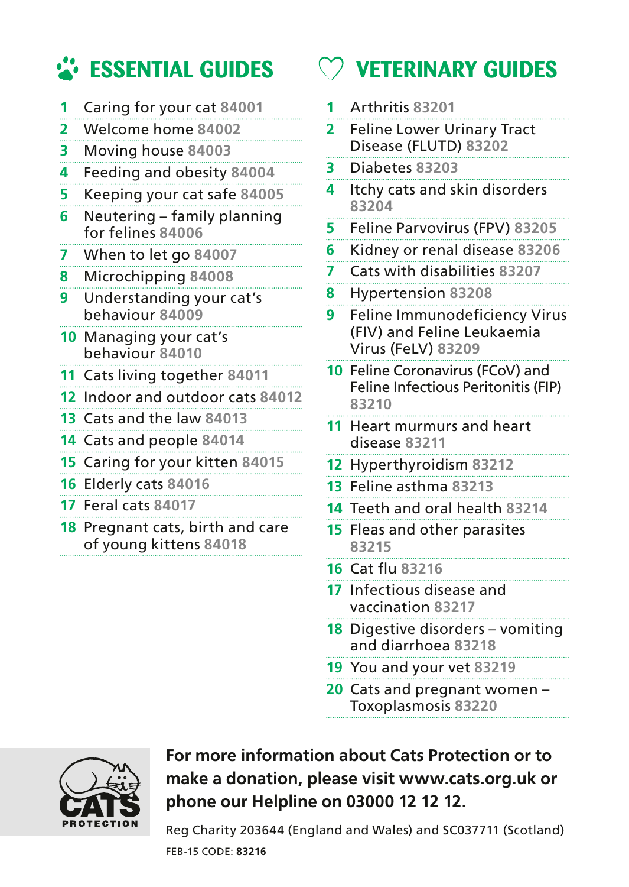## ESSENTIAL GUIDES

1. Caring for your cat 84001
2. Welcome home 84002
3. Moving house 84003
4. Feeding and obesity 84004
5. Keeping your cat safe 84005
6. Neutering – family planning for felines 84006
7. When to let go 84007
8. Microchipping 84008
9. Understanding your cat's behaviour 84009
10. Managing your cat's behaviour 84010
11. Cats living together 84011
12. Indoor and outdoor cats 84012
13. Cats and the law 84013
14. Cats and people 84014
15. Caring for your kitten 84015
16. Elderly cats 84016
17. Feral cats 84017
18. Pregnant cats, birth and care of young kittens 84018

## VETERINARY GUIDES

1. Arthritis 83201
2. Feline Lower Urinary Tract Disease (FLUTD) 83202
3. Diabetes 83203
4. Itchy cats and skin disorders 83204
5. Feline Parvovirus (FPV) 83205
6. Kidney or renal disease 83206
7. Cats with disabilities 83207
8. Hypertension 83208
9. Feline Immunodeficiency Virus (FIV) and Feline Leukaemia Virus (FeLV) 83209
10. Feline Coronavirus (FCoV) and Feline Infectious Peritonitis (FIP) 83210
11. Heart murmurs and heart disease 83211
12. Hyperthyroidism 83212
13. Feline asthma 83213
14. Teeth and oral health 83214
15. Fleas and other parasites 83215
16. Cat flu 83216
17. Infectious disease and vaccination 83217
18. Digestive disorders – vomiting and diarrhoea 83218
19. You and your vet 83219
20. Cats and pregnant women – Toxoplasmosis 83220

CATS PROTECTION

**For more information about Cats Protection or to make a donation, please visit www.cats.org.uk or phone our Helpline on 03000 12 12 12.**

Reg Charity 203644 (England and Wales) and SC037711 (Scotland)

FEB-15 CODE: **83216**